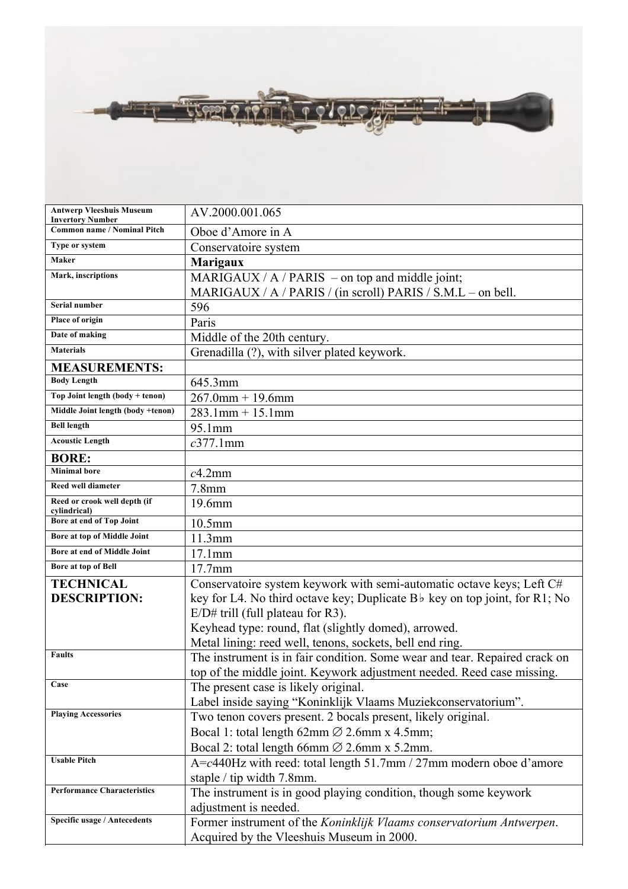| | |
|---|---|
| **Antwerp Vleeshuis Museum Invertory Number** | AV.2000.001.065 |
| **Common name / Nominal Pitch** | Oboe d'Amore in A |
| **Type or system** | Conservatoire system |
| **Maker** | **Marigaux** |
| **Mark, inscriptions** | MARIGAUX / A / PARIS – on top and middle joint; MARIGAUX / A / PARIS / (in scroll) PARIS / S.M.L – on bell. |
| **Serial number** | 596 |
| **Place of origin** | Paris |
| **Date of making** | Middle of the 20th century. |
| **Materials** | Grenadilla (?), with silver plated keywork. |
| **MEASUREMENTS:** | |
| **Body Length** | 645.3mm |
| **Top Joint length (body + tenon)** | 267.0mm + 19.6mm |
| **Middle Joint length (body +tenon)** | 283.1mm + 15.1mm |
| **Bell length** | 95.1mm |
| **Acoustic Length** | *c*377.1mm |
| **BORE:** | |
| **Minimal bore** | *c*4.2mm |
| **Reed well diameter** | 7.8mm |
| **Reed or crook well depth (if cylindrical)** | 19.6mm |
| **Bore at end of Top Joint** | 10.5mm |
| **Bore at top of Middle Joint** | 11.3mm |
| **Bore at end of Middle Joint** | 17.1mm |
| **Bore at top of Bell** | 17.7mm |
| **TECHNICAL DESCRIPTION:** | Conservatoire system keywork with semi-automatic octave keys; Left C# key for L4. No third octave key; Duplicate B♭ key on top joint, for R1; No E/D# trill (full plateau for R3). Keyhead type: round, flat (slightly domed), arrowed. Metal lining: reed well, tenons, sockets, bell end ring. |
| **Faults** | The instrument is in fair condition. Some wear and tear. Repaired crack on top of the middle joint. Keywork adjustment needed. Reed case missing. |
| **Case** | The present case is likely original. Label inside saying "Koninklijk Vlaams Muziekconservatorium". |
| **Playing Accessories** | Two tenon covers present. 2 bocals present, likely original. Bocal 1: total length 62mm ∅ 2.6mm x 4.5mm; Bocal 2: total length 66mm ∅ 2.6mm x 5.2mm. |
| **Usable Pitch** | A=*c*440Hz with reed: total length 51.7mm / 27mm modern oboe d'amore staple / tip width 7.8mm. |
| **Performance Characteristics** | The instrument is in good playing condition, though some keywork adjustment is needed. |
| **Specific usage / Antecedents** | Former instrument of the *Koninklijk Vlaams conservatorium Antwerpen*. Acquired by the Vleeshuis Museum in 2000. |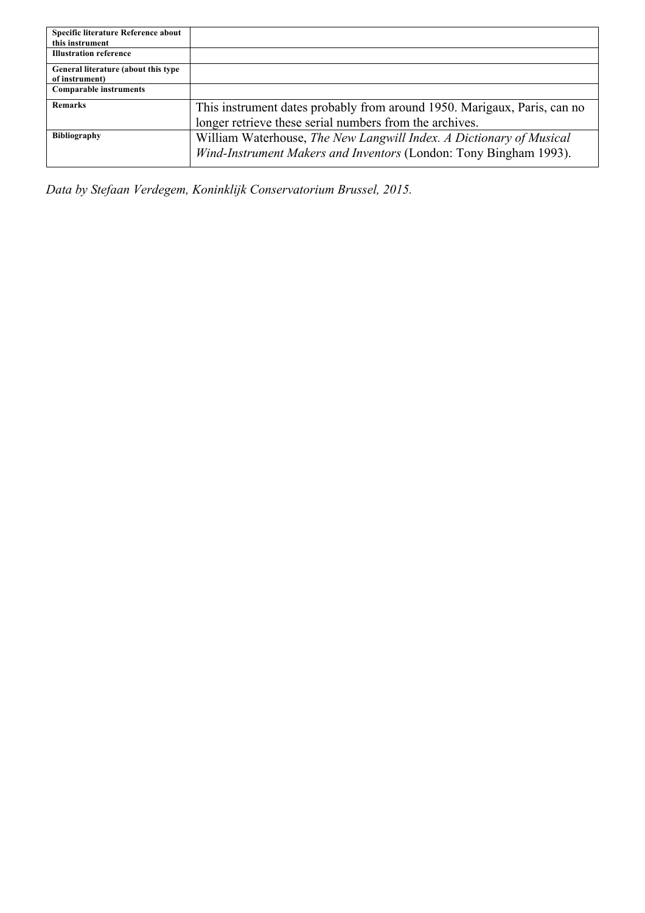| | |
|---|---|
| **Specific literature Reference about this instrument** | |
| **Illustration reference** | |
| **General literature (about this type of instrument)** | |
| **Comparable instruments** | |
| **Remarks** | This instrument dates probably from around 1950. Marigaux, Paris, can no longer retrieve these serial numbers from the archives. |
| **Bibliography** | William Waterhouse, *The New Langwill Index. A Dictionary of Musical Wind-Instrument Makers and Inventors* (London: Tony Bingham 1993). |

*Data by Stefaan Verdegem, Koninklijk Conservatorium Brussel, 2015.*